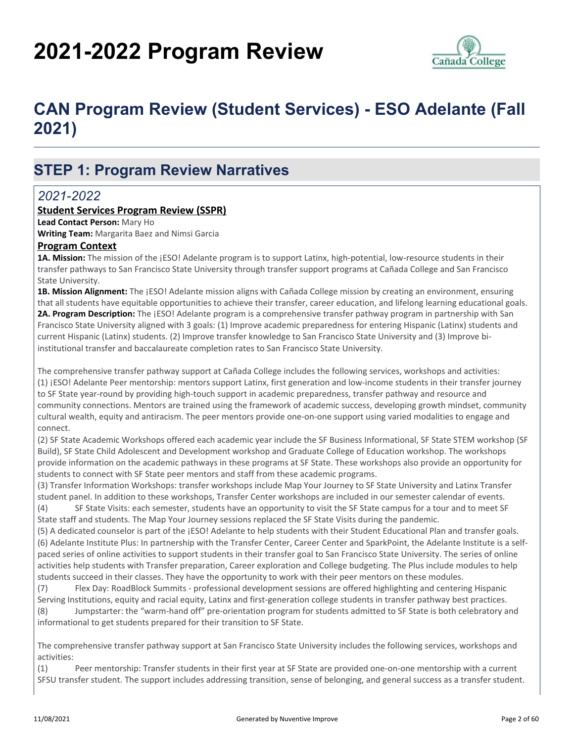# 2021-2022 Program Review

## CAN Program Review (Student Services) - ESO Adelante (Fall 2021)

## STEP 1: Program Review Narratives

### *2021-2022*

**Student Services Program Review (SSPR)**

**Lead Contact Person:** Mary Ho

**Writing Team:** Margarita Baez and Nimsi Garcia

**Program Context**

**1A. Mission:** The mission of the ¡ESO! Adelante program is to support Latinx, high-potential, low-resource students in their transfer pathways to San Francisco State University through transfer support programs at Cañada College and San Francisco State University.

**1B. Mission Alignment:** The ¡ESO! Adelante mission aligns with Cañada College mission by creating an environment, ensuring that all students have equitable opportunities to achieve their transfer, career education, and lifelong learning educational goals.

**2A. Program Description:** The ¡ESO! Adelante program is a comprehensive transfer pathway program in partnership with San Francisco State University aligned with 3 goals: (1) Improve academic preparedness for entering Hispanic (Latinx) students and current Hispanic (Latinx) students. (2) Improve transfer knowledge to San Francisco State University and (3) Improve bi-institutional transfer and baccalaureate completion rates to San Francisco State University.

The comprehensive transfer pathway support at Cañada College includes the following services, workshops and activities:

(1) ¡ESO! Adelante Peer mentorship: mentors support Latinx, first generation and low-income students in their transfer journey to SF State year-round by providing high-touch support in academic preparedness, transfer pathway and resource and community connections. Mentors are trained using the framework of academic success, developing growth mindset, community cultural wealth, equity and antiracism. The peer mentors provide one-on-one support using varied modalities to engage and connect.

(2) SF State Academic Workshops offered each academic year include the SF Business Informational, SF State STEM workshop (SF Build), SF State Child Adolescent and Development workshop and Graduate College of Education workshop. The workshops provide information on the academic pathways in these programs at SF State. These workshops also provide an opportunity for students to connect with SF State peer mentors and staff from these academic programs.

(3) Transfer Information Workshops: transfer workshops include Map Your Journey to SF State University and Latinx Transfer student panel. In addition to these workshops, Transfer Center workshops are included in our semester calendar of events.

(4) SF State Visits: each semester, students have an opportunity to visit the SF State campus for a tour and to meet SF State staff and students. The Map Your Journey sessions replaced the SF State Visits during the pandemic.

(5) A dedicated counselor is part of the ¡ESO! Adelante to help students with their Student Educational Plan and transfer goals.

(6) Adelante Institute Plus: In partnership with the Transfer Center, Career Center and SparkPoint, the Adelante Institute is a self-paced series of online activities to support students in their transfer goal to San Francisco State University. The series of online activities help students with Transfer preparation, Career exploration and College budgeting. The Plus include modules to help students succeed in their classes. They have the opportunity to work with their peer mentors on these modules.

(7) Flex Day: RoadBlock Summits - professional development sessions are offered highlighting and centering Hispanic Serving Institutions, equity and racial equity, Latinx and first-generation college students in transfer pathway best practices.

(8) Jumpstarter: the "warm-hand off" pre-orientation program for students admitted to SF State is both celebratory and informational to get students prepared for their transition to SF State.

The comprehensive transfer pathway support at San Francisco State University includes the following services, workshops and activities:

(1) Peer mentorship: Transfer students in their first year at SF State are provided one-on-one mentorship with a current SFSU transfer student. The support includes addressing transition, sense of belonging, and general success as a transfer student.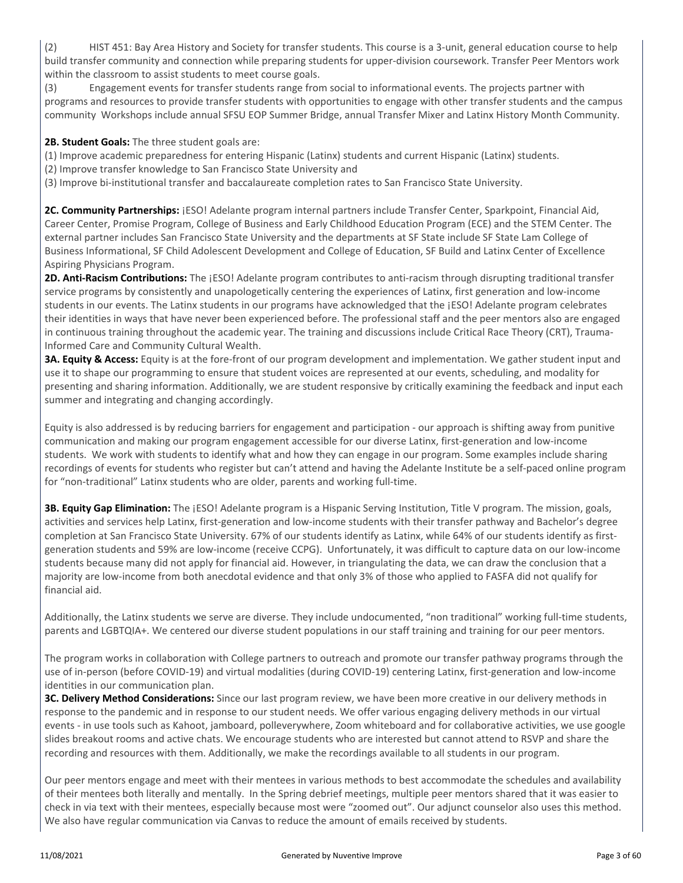(2) HIST 451: Bay Area History and Society for transfer students. This course is a 3-unit, general education course to help build transfer community and connection while preparing students for upper-division coursework. Transfer Peer Mentors work within the classroom to assist students to meet course goals.

(3) Engagement events for transfer students range from social to informational events. The projects partner with programs and resources to provide transfer students with opportunities to engage with other transfer students and the campus community Workshops include annual SFSU EOP Summer Bridge, annual Transfer Mixer and Latinx History Month Community.

**2B. Student Goals:** The three student goals are:

(1) Improve academic preparedness for entering Hispanic (Latinx) students and current Hispanic (Latinx) students.

(2) Improve transfer knowledge to San Francisco State University and

(3) Improve bi-institutional transfer and baccalaureate completion rates to San Francisco State University.

**2C. Community Partnerships:** ¡ESO! Adelante program internal partners include Transfer Center, Sparkpoint, Financial Aid, Career Center, Promise Program, College of Business and Early Childhood Education Program (ECE) and the STEM Center. The external partner includes San Francisco State University and the departments at SF State include SF State Lam College of Business Informational, SF Child Adolescent Development and College of Education, SF Build and Latinx Center of Excellence Aspiring Physicians Program.

**2D. Anti-Racism Contributions:** The ¡ESO! Adelante program contributes to anti-racism through disrupting traditional transfer service programs by consistently and unapologetically centering the experiences of Latinx, first generation and low-income students in our events. The Latinx students in our programs have acknowledged that the ¡ESO! Adelante program celebrates their identities in ways that have never been experienced before. The professional staff and the peer mentors also are engaged in continuous training throughout the academic year. The training and discussions include Critical Race Theory (CRT), Trauma-Informed Care and Community Cultural Wealth.

**3A. Equity & Access:** Equity is at the fore-front of our program development and implementation. We gather student input and use it to shape our programming to ensure that student voices are represented at our events, scheduling, and modality for presenting and sharing information. Additionally, we are student responsive by critically examining the feedback and input each summer and integrating and changing accordingly.

Equity is also addressed is by reducing barriers for engagement and participation - our approach is shifting away from punitive communication and making our program engagement accessible for our diverse Latinx, first-generation and low-income students. We work with students to identify what and how they can engage in our program. Some examples include sharing recordings of events for students who register but can't attend and having the Adelante Institute be a self-paced online program for "non-traditional" Latinx students who are older, parents and working full-time.

**3B. Equity Gap Elimination:** The ¡ESO! Adelante program is a Hispanic Serving Institution, Title V program. The mission, goals, activities and services help Latinx, first-generation and low-income students with their transfer pathway and Bachelor's degree completion at San Francisco State University. 67% of our students identify as Latinx, while 64% of our students identify as first-generation students and 59% are low-income (receive CCPG). Unfortunately, it was difficult to capture data on our low-income students because many did not apply for financial aid. However, in triangulating the data, we can draw the conclusion that a majority are low-income from both anecdotal evidence and that only 3% of those who applied to FASFA did not qualify for financial aid.

Additionally, the Latinx students we serve are diverse. They include undocumented, "non traditional" working full-time students, parents and LGBTQIA+. We centered our diverse student populations in our staff training and training for our peer mentors.

The program works in collaboration with College partners to outreach and promote our transfer pathway programs through the use of in-person (before COVID-19) and virtual modalities (during COVID-19) centering Latinx, first-generation and low-income identities in our communication plan.

**3C. Delivery Method Considerations:** Since our last program review, we have been more creative in our delivery methods in response to the pandemic and in response to our student needs. We offer various engaging delivery methods in our virtual events - in use tools such as Kahoot, jamboard, polleverywhere, Zoom whiteboard and for collaborative activities, we use google slides breakout rooms and active chats. We encourage students who are interested but cannot attend to RSVP and share the recording and resources with them. Additionally, we make the recordings available to all students in our program.

Our peer mentors engage and meet with their mentees in various methods to best accommodate the schedules and availability of their mentees both literally and mentally. In the Spring debrief meetings, multiple peer mentors shared that it was easier to check in via text with their mentees, especially because most were "zoomed out". Our adjunct counselor also uses this method. We also have regular communication via Canvas to reduce the amount of emails received by students.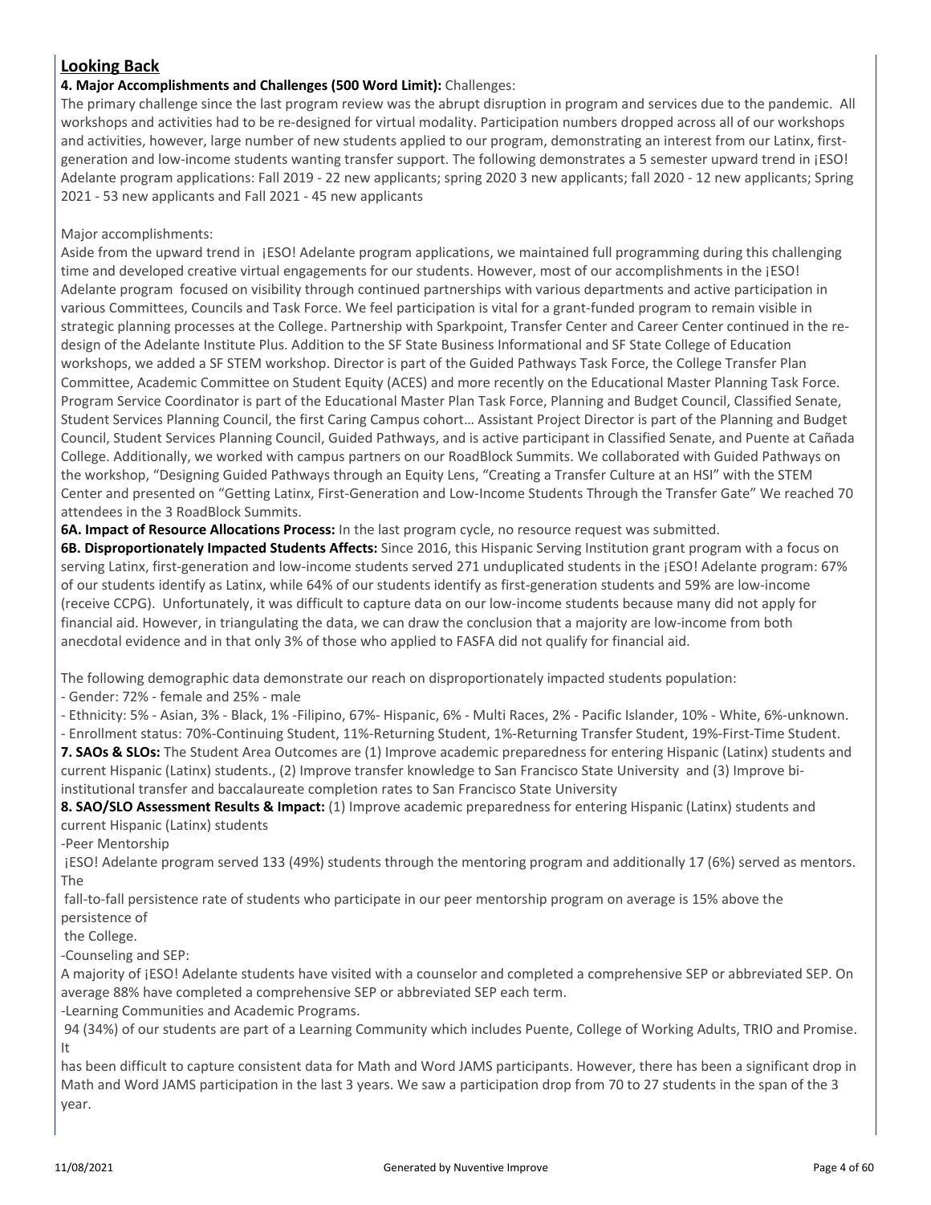## Looking Back

**4. Major Accomplishments and Challenges (500 Word Limit):** Challenges:

The primary challenge since the last program review was the abrupt disruption in program and services due to the pandemic. All workshops and activities had to be re-designed for virtual modality. Participation numbers dropped across all of our workshops and activities, however, large number of new students applied to our program, demonstrating an interest from our Latinx, first-generation and low-income students wanting transfer support. The following demonstrates a 5 semester upward trend in ¡ESO! Adelante program applications: Fall 2019 - 22 new applicants; spring 2020 3 new applicants; fall 2020 - 12 new applicants; Spring 2021 - 53 new applicants and Fall 2021 - 45 new applicants

Major accomplishments:

Aside from the upward trend in ¡ESO! Adelante program applications, we maintained full programming during this challenging time and developed creative virtual engagements for our students. However, most of our accomplishments in the ¡ESO! Adelante program focused on visibility through continued partnerships with various departments and active participation in various Committees, Councils and Task Force. We feel participation is vital for a grant-funded program to remain visible in strategic planning processes at the College. Partnership with Sparkpoint, Transfer Center and Career Center continued in the re-design of the Adelante Institute Plus. Addition to the SF State Business Informational and SF State College of Education workshops, we added a SF STEM workshop. Director is part of the Guided Pathways Task Force, the College Transfer Plan Committee, Academic Committee on Student Equity (ACES) and more recently on the Educational Master Planning Task Force. Program Service Coordinator is part of the Educational Master Plan Task Force, Planning and Budget Council, Classified Senate, Student Services Planning Council, the first Caring Campus cohort… Assistant Project Director is part of the Planning and Budget Council, Student Services Planning Council, Guided Pathways, and is active participant in Classified Senate, and Puente at Cañada College. Additionally, we worked with campus partners on our RoadBlock Summits. We collaborated with Guided Pathways on the workshop, "Designing Guided Pathways through an Equity Lens, "Creating a Transfer Culture at an HSI" with the STEM Center and presented on "Getting Latinx, First-Generation and Low-Income Students Through the Transfer Gate" We reached 70 attendees in the 3 RoadBlock Summits.

**6A. Impact of Resource Allocations Process:** In the last program cycle, no resource request was submitted.

**6B. Disproportionately Impacted Students Affects:** Since 2016, this Hispanic Serving Institution grant program with a focus on serving Latinx, first-generation and low-income students served 271 unduplicated students in the ¡ESO! Adelante program: 67% of our students identify as Latinx, while 64% of our students identify as first-generation students and 59% are low-income (receive CCPG). Unfortunately, it was difficult to capture data on our low-income students because many did not apply for financial aid. However, in triangulating the data, we can draw the conclusion that a majority are low-income from both anecdotal evidence and in that only 3% of those who applied to FASFA did not qualify for financial aid.

The following demographic data demonstrate our reach on disproportionately impacted students population:

- Gender: 72% - female and 25% - male
- Ethnicity: 5% - Asian, 3% - Black, 1% -Filipino, 67%- Hispanic, 6% - Multi Races, 2% - Pacific Islander, 10% - White, 6%-unknown.
- Enrollment status: 70%-Continuing Student, 11%-Returning Student, 1%-Returning Transfer Student, 19%-First-Time Student.

**7. SAOs & SLOs:** The Student Area Outcomes are (1) Improve academic preparedness for entering Hispanic (Latinx) students and current Hispanic (Latinx) students., (2) Improve transfer knowledge to San Francisco State University and (3) Improve bi-institutional transfer and baccalaureate completion rates to San Francisco State University

**8. SAO/SLO Assessment Results & Impact:** (1) Improve academic preparedness for entering Hispanic (Latinx) students and current Hispanic (Latinx) students

-Peer Mentorship

¡ESO! Adelante program served 133 (49%) students through the mentoring program and additionally 17 (6%) served as mentors. The fall-to-fall persistence rate of students who participate in our peer mentorship program on average is 15% above the persistence of the College.

-Counseling and SEP:

A majority of ¡ESO! Adelante students have visited with a counselor and completed a comprehensive SEP or abbreviated SEP. On average 88% have completed a comprehensive SEP or abbreviated SEP each term.

-Learning Communities and Academic Programs.

94 (34%) of our students are part of a Learning Community which includes Puente, College of Working Adults, TRIO and Promise. It has been difficult to capture consistent data for Math and Word JAMS participants. However, there has been a significant drop in Math and Word JAMS participation in the last 3 years. We saw a participation drop from 70 to 27 students in the span of the 3 year.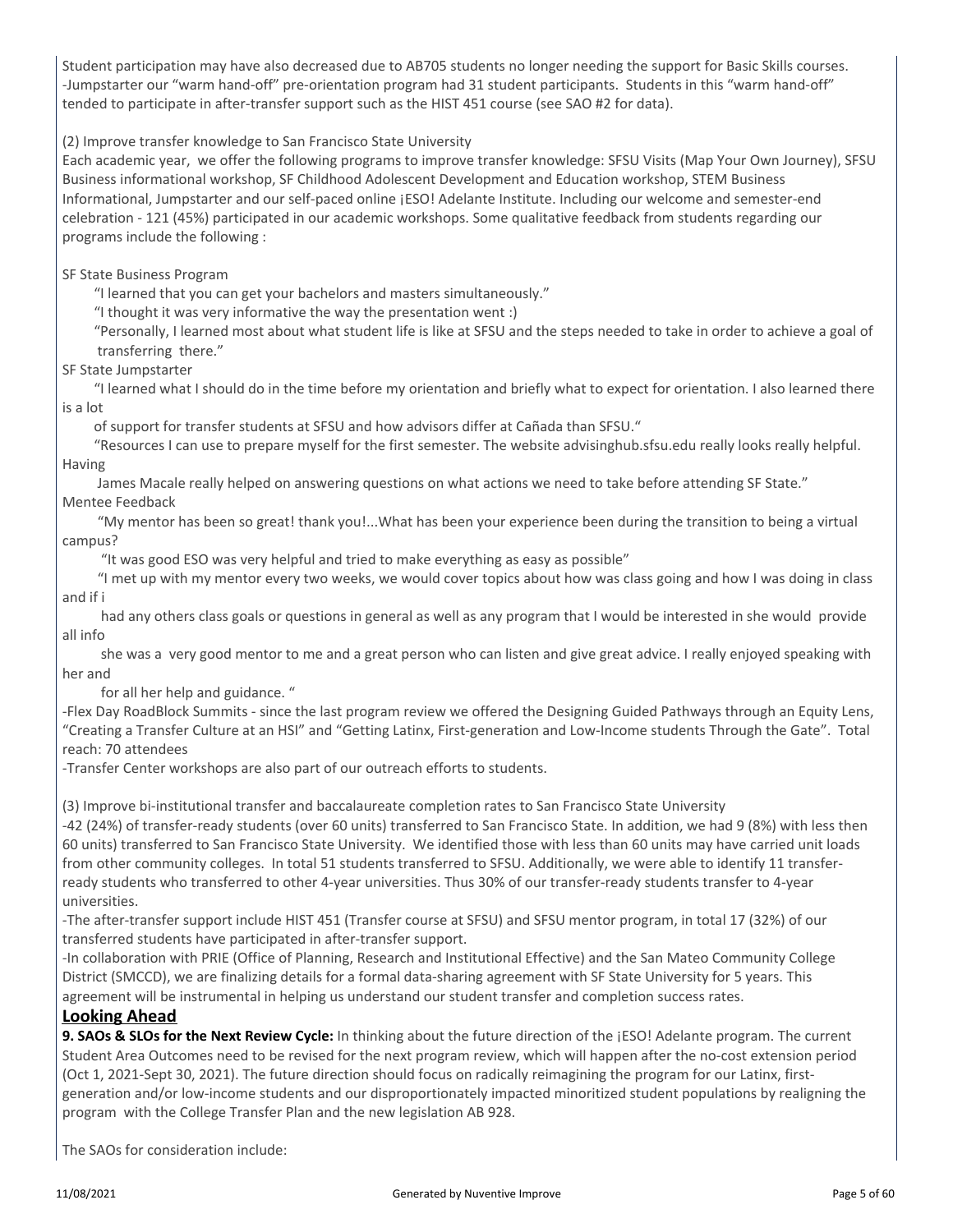Student participation may have also decreased due to AB705 students no longer needing the support for Basic Skills courses.
-Jumpstarter our "warm hand-off" pre-orientation program had 31 student participants. Students in this "warm hand-off" tended to participate in after-transfer support such as the HIST 451 course (see SAO #2 for data).

(2) Improve transfer knowledge to San Francisco State University
Each academic year, we offer the following programs to improve transfer knowledge: SFSU Visits (Map Your Own Journey), SFSU Business informational workshop, SF Childhood Adolescent Development and Education workshop, STEM Business Informational, Jumpstarter and our self-paced online ¡ESO! Adelante Institute. Including our welcome and semester-end celebration - 121 (45%) participated in our academic workshops. Some qualitative feedback from students regarding our programs include the following :

SF State Business Program

"I learned that you can get your bachelors and masters simultaneously."

"I thought it was very informative the way the presentation went :)

"Personally, I learned most about what student life is like at SFSU and the steps needed to take in order to achieve a goal of transferring there."

SF State Jumpstarter

"I learned what I should do in the time before my orientation and briefly what to expect for orientation. I also learned there is a lot of support for transfer students at SFSU and how advisors differ at Cañada than SFSU."

"Resources I can use to prepare myself for the first semester. The website advisinghub.sfsu.edu really looks really helpful. Having James Macale really helped on answering questions on what actions we need to take before attending SF State."

Mentee Feedback

"My mentor has been so great! thank you!...What has been your experience been during the transition to being a virtual campus?

"It was good ESO was very helpful and tried to make everything as easy as possible"

"I met up with my mentor every two weeks, we would cover topics about how was class going and how I was doing in class and if i had any others class goals or questions in general as well as any program that I would be interested in she would provide all info she was a very good mentor to me and a great person who can listen and give great advice. I really enjoyed speaking with her and for all her help and guidance. "

-Flex Day RoadBlock Summits - since the last program review we offered the Designing Guided Pathways through an Equity Lens, "Creating a Transfer Culture at an HSI" and "Getting Latinx, First-generation and Low-Income students Through the Gate". Total reach: 70 attendees

-Transfer Center workshops are also part of our outreach efforts to students.

(3) Improve bi-institutional transfer and baccalaureate completion rates to San Francisco State University
-42 (24%) of transfer-ready students (over 60 units) transferred to San Francisco State. In addition, we had 9 (8%) with less then 60 units) transferred to San Francisco State University. We identified those with less than 60 units may have carried unit loads from other community colleges. In total 51 students transferred to SFSU. Additionally, we were able to identify 11 transfer-ready students who transferred to other 4-year universities. Thus 30% of our transfer-ready students transfer to 4-year universities.
-The after-transfer support include HIST 451 (Transfer course at SFSU) and SFSU mentor program, in total 17 (32%) of our transferred students have participated in after-transfer support.
-In collaboration with PRIE (Office of Planning, Research and Institutional Effective) and the San Mateo Community College District (SMCCD), we are finalizing details for a formal data-sharing agreement with SF State University for 5 years. This agreement will be instrumental in helping us understand our student transfer and completion success rates.

## Looking Ahead

**9. SAOs & SLOs for the Next Review Cycle:** In thinking about the future direction of the ¡ESO! Adelante program. The current Student Area Outcomes need to be revised for the next program review, which will happen after the no-cost extension period (Oct 1, 2021-Sept 30, 2021). The future direction should focus on radically reimagining the program for our Latinx, first-generation and/or low-income students and our disproportionately impacted minoritized student populations by realigning the program with the College Transfer Plan and the new legislation AB 928.

The SAOs for consideration include: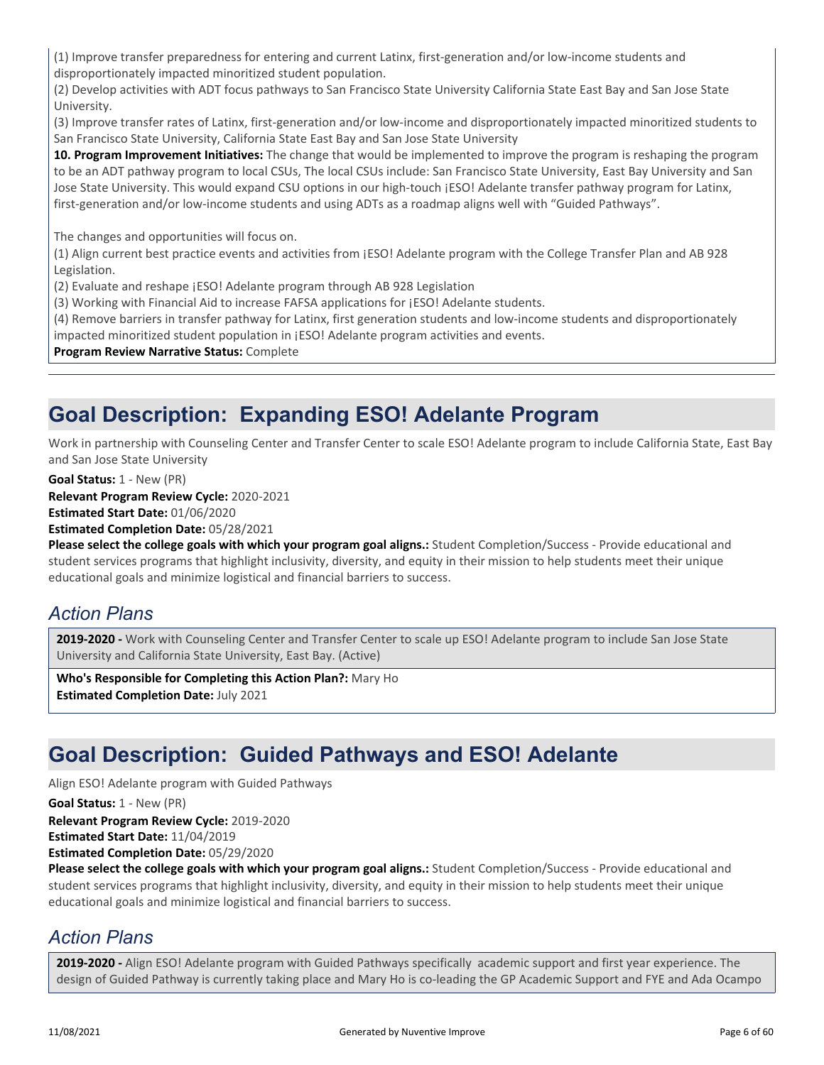(1) Improve transfer preparedness for entering and current Latinx, first-generation and/or low-income students and disproportionately impacted minoritized student population.
(2) Develop activities with ADT focus pathways to San Francisco State University California State East Bay and San Jose State University.
(3) Improve transfer rates of Latinx, first-generation and/or low-income and disproportionately impacted minoritized students to San Francisco State University, California State East Bay and San Jose State University

**10. Program Improvement Initiatives:** The change that would be implemented to improve the program is reshaping the program to be an ADT pathway program to local CSUs, The local CSUs include: San Francisco State University, East Bay University and San Jose State University. This would expand CSU options in our high-touch ¡ESO! Adelante transfer pathway program for Latinx, first-generation and/or low-income students and using ADTs as a roadmap aligns well with "Guided Pathways".

The changes and opportunities will focus on.
(1) Align current best practice events and activities from ¡ESO! Adelante program with the College Transfer Plan and AB 928 Legislation.
(2) Evaluate and reshape ¡ESO! Adelante program through AB 928 Legislation
(3) Working with Financial Aid to increase FAFSA applications for ¡ESO! Adelante students.
(4) Remove barriers in transfer pathway for Latinx, first generation students and low-income students and disproportionately impacted minoritized student population in ¡ESO! Adelante program activities and events.

**Program Review Narrative Status:** Complete

## Goal Description: Expanding ESO! Adelante Program

Work in partnership with Counseling Center and Transfer Center to scale ESO! Adelante program to include California State, East Bay and San Jose State University

**Goal Status:** 1 - New (PR)
**Relevant Program Review Cycle:** 2020-2021
**Estimated Start Date:** 01/06/2020
**Estimated Completion Date:** 05/28/2021
**Please select the college goals with which your program goal aligns.:** Student Completion/Success - Provide educational and student services programs that highlight inclusivity, diversity, and equity in their mission to help students meet their unique educational goals and minimize logistical and financial barriers to success.

### *Action Plans*

**2019-2020 -** Work with Counseling Center and Transfer Center to scale up ESO! Adelante program to include San Jose State University and California State University, East Bay. (Active)

**Who's Responsible for Completing this Action Plan?:** Mary Ho
**Estimated Completion Date:** July 2021

## Goal Description: Guided Pathways and ESO! Adelante

Align ESO! Adelante program with Guided Pathways

**Goal Status:** 1 - New (PR)
**Relevant Program Review Cycle:** 2019-2020
**Estimated Start Date:** 11/04/2019
**Estimated Completion Date:** 05/29/2020
**Please select the college goals with which your program goal aligns.:** Student Completion/Success - Provide educational and student services programs that highlight inclusivity, diversity, and equity in their mission to help students meet their unique educational goals and minimize logistical and financial barriers to success.

### *Action Plans*

**2019-2020 -** Align ESO! Adelante program with Guided Pathways specifically academic support and first year experience. The design of Guided Pathway is currently taking place and Mary Ho is co-leading the GP Academic Support and FYE and Ada Ocampo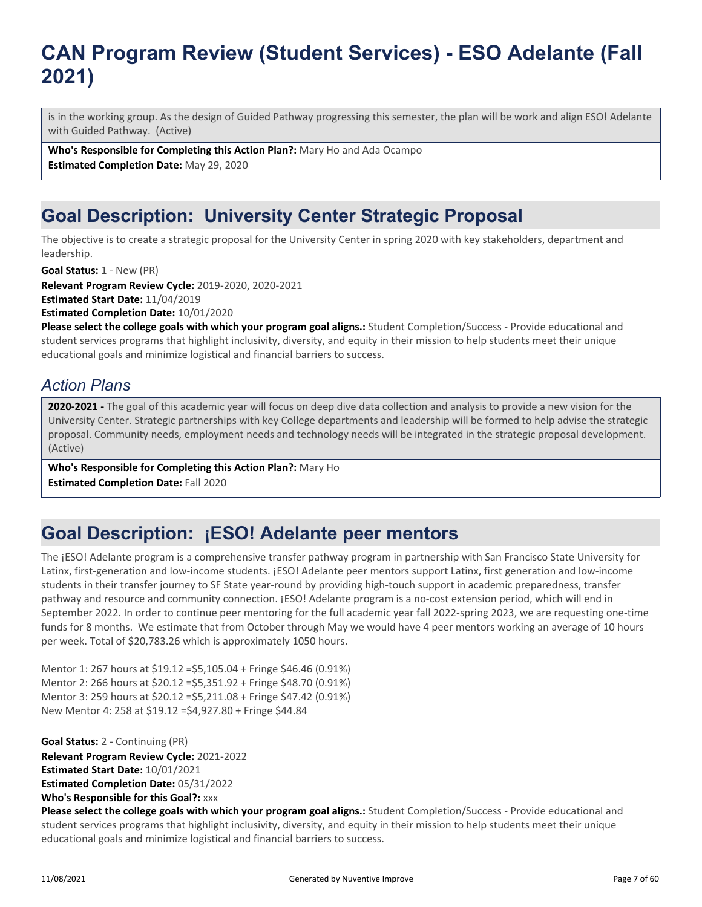is in the working group. As the design of Guided Pathway progressing this semester, the plan will be work and align ESO! Adelante with Guided Pathway. (Active)

**Who's Responsible for Completing this Action Plan?:** Mary Ho and Ada Ocampo
**Estimated Completion Date:** May 29, 2020

## Goal Description: University Center Strategic Proposal

The objective is to create a strategic proposal for the University Center in spring 2020 with key stakeholders, department and leadership.

**Goal Status:** 1 - New (PR)
**Relevant Program Review Cycle:** 2019-2020, 2020-2021
**Estimated Start Date:** 11/04/2019
**Estimated Completion Date:** 10/01/2020
**Please select the college goals with which your program goal aligns.:** Student Completion/Success - Provide educational and student services programs that highlight inclusivity, diversity, and equity in their mission to help students meet their unique educational goals and minimize logistical and financial barriers to success.

### *Action Plans*

**2020-2021 -** The goal of this academic year will focus on deep dive data collection and analysis to provide a new vision for the University Center. Strategic partnerships with key College departments and leadership will be formed to help advise the strategic proposal. Community needs, employment needs and technology needs will be integrated in the strategic proposal development. (Active)

**Who's Responsible for Completing this Action Plan?:** Mary Ho
**Estimated Completion Date:** Fall 2020

## Goal Description: ¡ESO! Adelante peer mentors

The ¡ESO! Adelante program is a comprehensive transfer pathway program in partnership with San Francisco State University for Latinx, first-generation and low-income students. ¡ESO! Adelante peer mentors support Latinx, first generation and low-income students in their transfer journey to SF State year-round by providing high-touch support in academic preparedness, transfer pathway and resource and community connection. ¡ESO! Adelante program is a no-cost extension period, which will end in September 2022. In order to continue peer mentoring for the full academic year fall 2022-spring 2023, we are requesting one-time funds for 8 months. We estimate that from October through May we would have 4 peer mentors working an average of 10 hours per week. Total of $20,783.26 which is approximately 1050 hours.

Mentor 1: 267 hours at $19.12 =$5,105.04 + Fringe $46.46 (0.91%)
Mentor 2: 266 hours at $20.12 =$5,351.92 + Fringe $48.70 (0.91%)
Mentor 3: 259 hours at $20.12 =$5,211.08 + Fringe $47.42 (0.91%)
New Mentor 4: 258 at $19.12 =$4,927.80 + Fringe $44.84

**Goal Status:** 2 - Continuing (PR)
**Relevant Program Review Cycle:** 2021-2022
**Estimated Start Date:** 10/01/2021
**Estimated Completion Date:** 05/31/2022
**Who's Responsible for this Goal?:** xxx
**Please select the college goals with which your program goal aligns.:** Student Completion/Success - Provide educational and student services programs that highlight inclusivity, diversity, and equity in their mission to help students meet their unique educational goals and minimize logistical and financial barriers to success.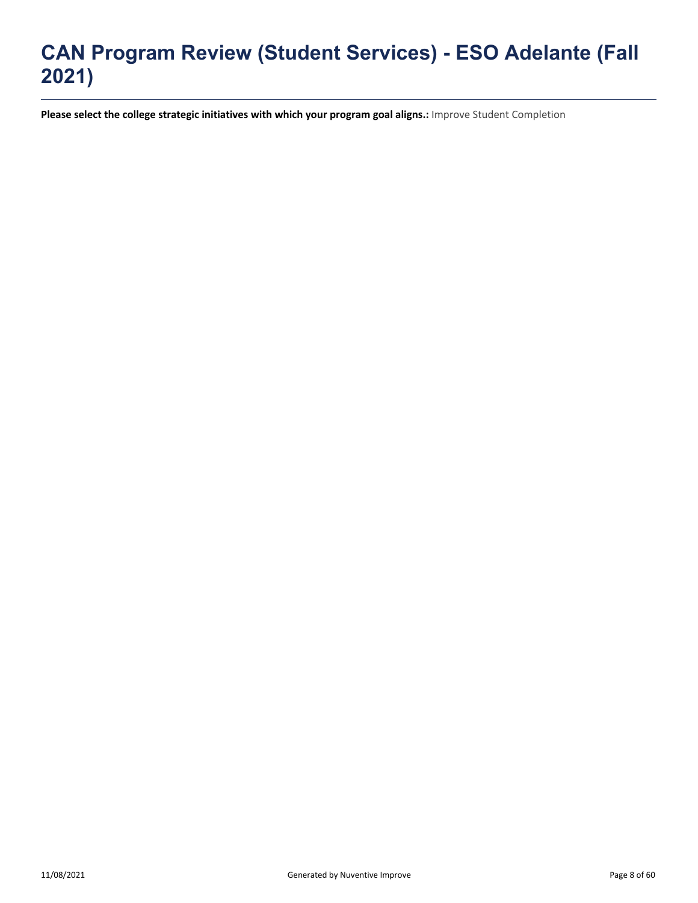# CAN Program Review (Student Services) - ESO Adelante (Fall 2021)

**Please select the college strategic initiatives with which your program goal aligns.:** Improve Student Completion